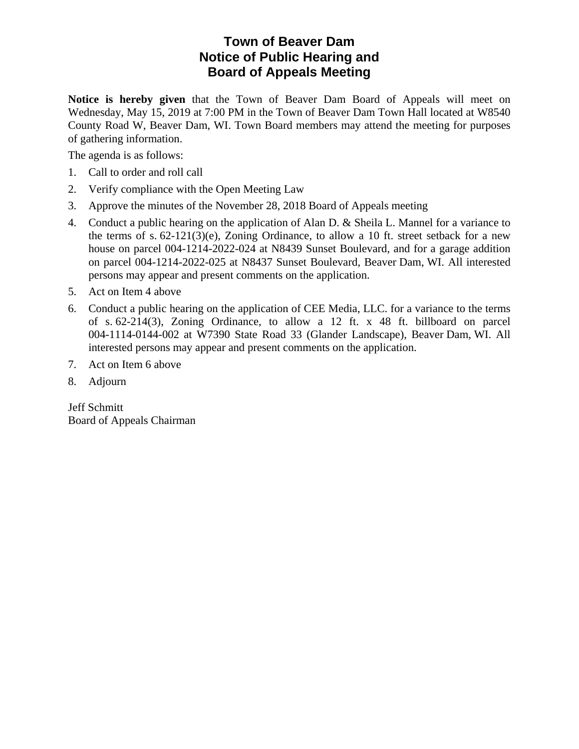# Town of Beaver Dam
# Notice of Public Hearing and
# Board of Appeals Meeting

**Notice is hereby given** that the Town of Beaver Dam Board of Appeals will meet on Wednesday, May 15, 2019 at 7:00 PM in the Town of Beaver Dam Town Hall located at W8540 County Road W, Beaver Dam, WI. Town Board members may attend the meeting for purposes of gathering information.

The agenda is as follows:

1. Call to order and roll call
2. Verify compliance with the Open Meeting Law
3. Approve the minutes of the November 28, 2018 Board of Appeals meeting
4. Conduct a public hearing on the application of Alan D. & Sheila L. Mannel for a variance to the terms of s. 62-121(3)(e), Zoning Ordinance, to allow a 10 ft. street setback for a new house on parcel 004-1214-2022-024 at N8439 Sunset Boulevard, and for a garage addition on parcel 004-1214-2022-025 at N8437 Sunset Boulevard, Beaver Dam, WI. All interested persons may appear and present comments on the application.
5. Act on Item 4 above
6. Conduct a public hearing on the application of CEE Media, LLC. for a variance to the terms of s. 62-214(3), Zoning Ordinance, to allow a 12 ft. x 48 ft. billboard on parcel 004-1114-0144-002 at W7390 State Road 33 (Glander Landscape), Beaver Dam, WI. All interested persons may appear and present comments on the application.
7. Act on Item 6 above
8. Adjourn

Jeff Schmitt
Board of Appeals Chairman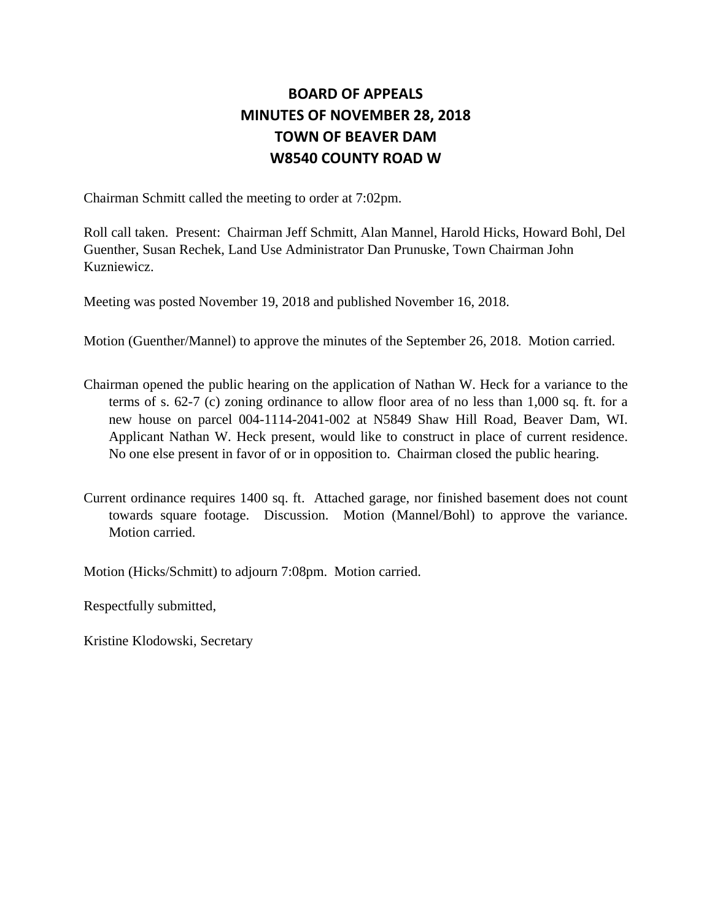# BOARD OF APPEALS
# MINUTES OF NOVEMBER 28, 2018
# TOWN OF BEAVER DAM
# W8540 COUNTY ROAD W

Chairman Schmitt called the meeting to order at 7:02pm.

Roll call taken. Present: Chairman Jeff Schmitt, Alan Mannel, Harold Hicks, Howard Bohl, Del Guenther, Susan Rechek, Land Use Administrator Dan Prunuske, Town Chairman John Kuzniewicz.

Meeting was posted November 19, 2018 and published November 16, 2018.

Motion (Guenther/Mannel) to approve the minutes of the September 26, 2018. Motion carried.

Chairman opened the public hearing on the application of Nathan W. Heck for a variance to the terms of s. 62-7 (c) zoning ordinance to allow floor area of no less than 1,000 sq. ft. for a new house on parcel 004-1114-2041-002 at N5849 Shaw Hill Road, Beaver Dam, WI. Applicant Nathan W. Heck present, would like to construct in place of current residence. No one else present in favor of or in opposition to. Chairman closed the public hearing.

Current ordinance requires 1400 sq. ft. Attached garage, nor finished basement does not count towards square footage. Discussion. Motion (Mannel/Bohl) to approve the variance. Motion carried.

Motion (Hicks/Schmitt) to adjourn 7:08pm. Motion carried.

Respectfully submitted,

Kristine Klodowski, Secretary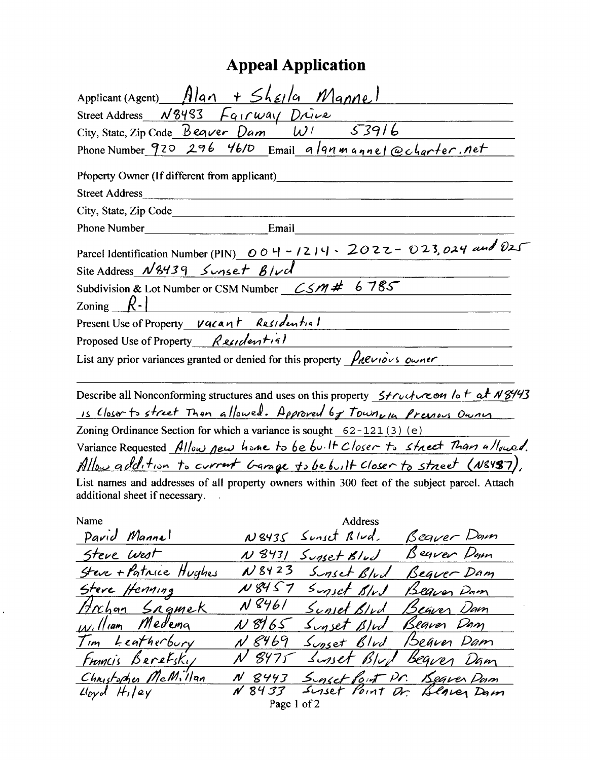# Appeal Application

Applicant (Agent) Alan + Sheila Mannel

Street Address N8483 Fairway Drive

City, State, Zip Code Beaver Dam WI 53916

Phone Number 920 296 4610 Email alanmannel@charter.net

Property Owner (If different from applicant)

Street Address

City, State, Zip Code

Phone Number Email

Parcel Identification Number (PIN) 004-1214-2022-023,024 and 025

Site Address N8439 Sunset Blvd

Subdivision & Lot Number or CSM Number CSM# 6785

Zoning R-1

Present Use of Property Vacant Residential

Proposed Use of Property Residential

List any prior variances granted or denied for this property Previous owner

Describe all Nonconforming structures and uses on this property Structure on lot at N8443 is closer to street than allowed. Approved by Town via Previous Owner

Zoning Ordinance Section for which a variance is sought 62-121(3)(e)

Variance Requested Allow new home to be built closer to street than allowed. Allow addition to current Garage to be built closer to street (N8437).

List names and addresses of all property owners within 300 feet of the subject parcel. Attach additional sheet if necessary.

| Name | Address |
|---|---|
| David Mannel | N8435 Sunset Blvd. Beaver Dam |
| Steve West | N8431 Sunset Blvd Beaver Dam |
| Steve + Patrice Hughes | N8423 Sunset Blvd Beaver Dam |
| Steve Henning | N8457 Sunset Blvd Beaver Dam |
| Archan Sagmek | N8461 Sunset Blvd Beaver Dam |
| William Medema | N8465 Sunset Blvd Beaver Dam |
| Tim Leatherbury | N8469 Sunset Blvd Beaver Dam |
| Francis Beretsky | N8475 Sunset Blvd Beaver Dam |
| Christopher McMillan | N8443 Sunset Point Dr. Beaver Dam |
| Lloyd Hiley | N8433 Sunset Point Dr. Beaver Dam |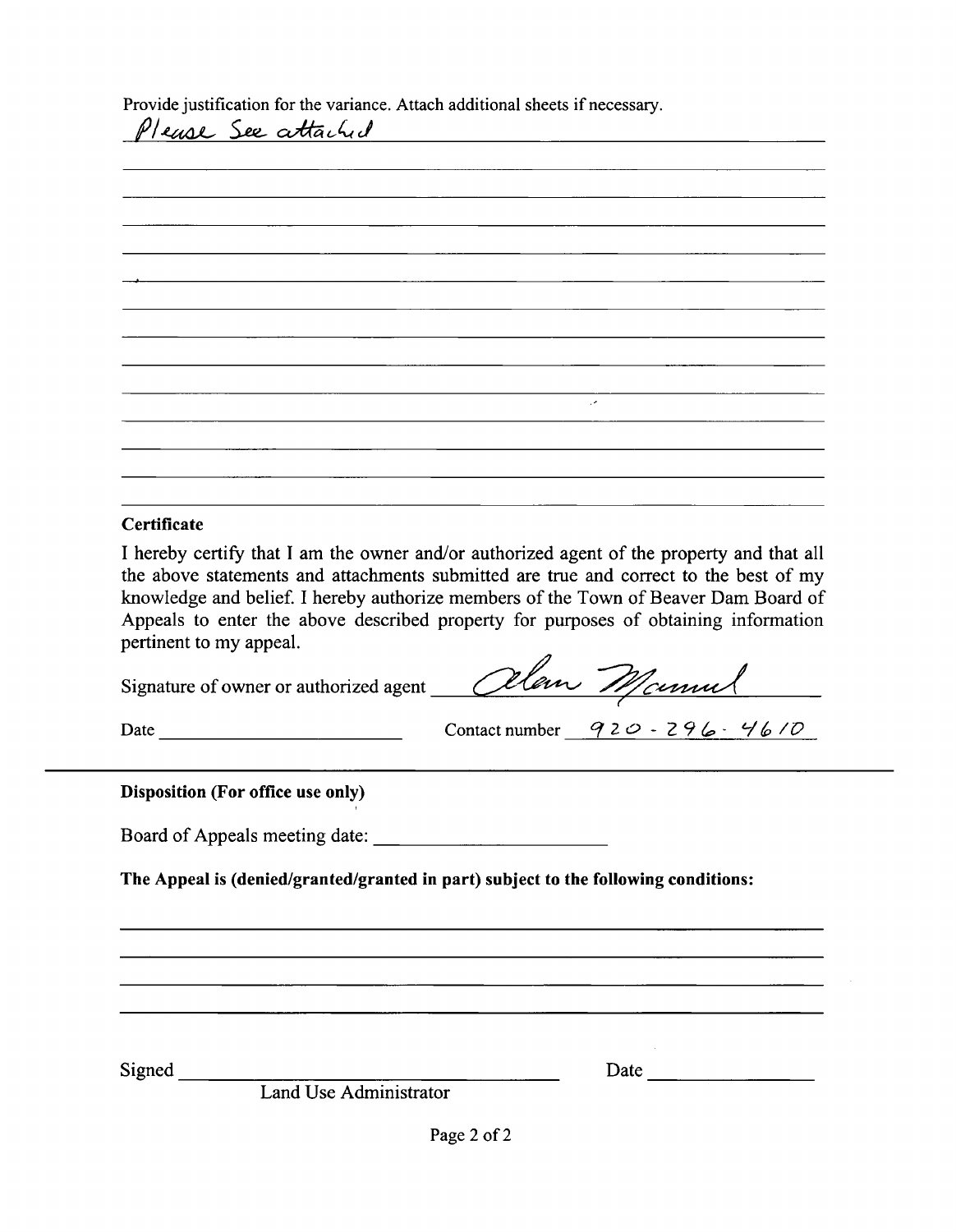Provide justification for the variance. Attach additional sheets if necessary.

Please See attached

## Certificate

I hereby certify that I am the owner and/or authorized agent of the property and that all the above statements and attachments submitted are true and correct to the best of my knowledge and belief. I hereby authorize members of the Town of Beaver Dam Board of Appeals to enter the above described property for purposes of obtaining information pertinent to my appeal.

Signature of owner or authorized agent: Alan Manuel

Date: ____________ Contact number: 920-296-4610

---

**Disposition (For office use only)**

Board of Appeals meeting date: ____________

**The Appeal is (denied/granted/granted in part) subject to the following conditions:**

Signed ____________ Date ____________

Land Use Administrator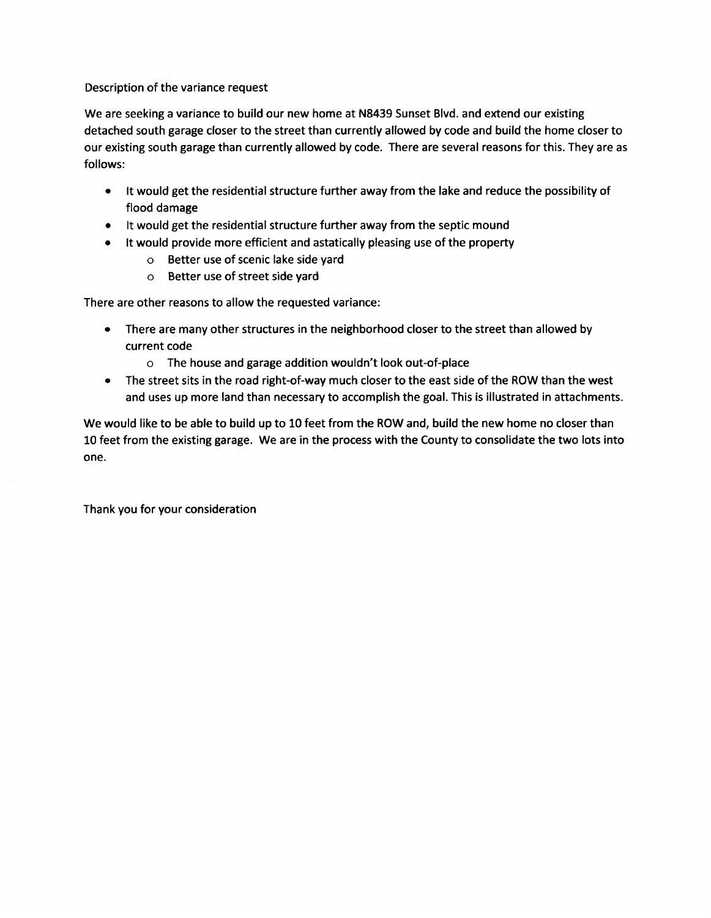Description of the variance request

We are seeking a variance to build our new home at N8439 Sunset Blvd. and extend our existing detached south garage closer to the street than currently allowed by code and build the home closer to our existing south garage than currently allowed by code. There are several reasons for this. They are as follows:

- It would get the residential structure further away from the lake and reduce the possibility of flood damage
- It would get the residential structure further away from the septic mound
- It would provide more efficient and astatically pleasing use of the property
  - Better use of scenic lake side yard
  - Better use of street side yard

There are other reasons to allow the requested variance:

- There are many other structures in the neighborhood closer to the street than allowed by current code
  - The house and garage addition wouldn't look out-of-place
- The street sits in the road right-of-way much closer to the east side of the ROW than the west and uses up more land than necessary to accomplish the goal. This is illustrated in attachments.

We would like to be able to build up to 10 feet from the ROW and, build the new home no closer than 10 feet from the existing garage. We are in the process with the County to consolidate the two lots into one.

Thank you for your consideration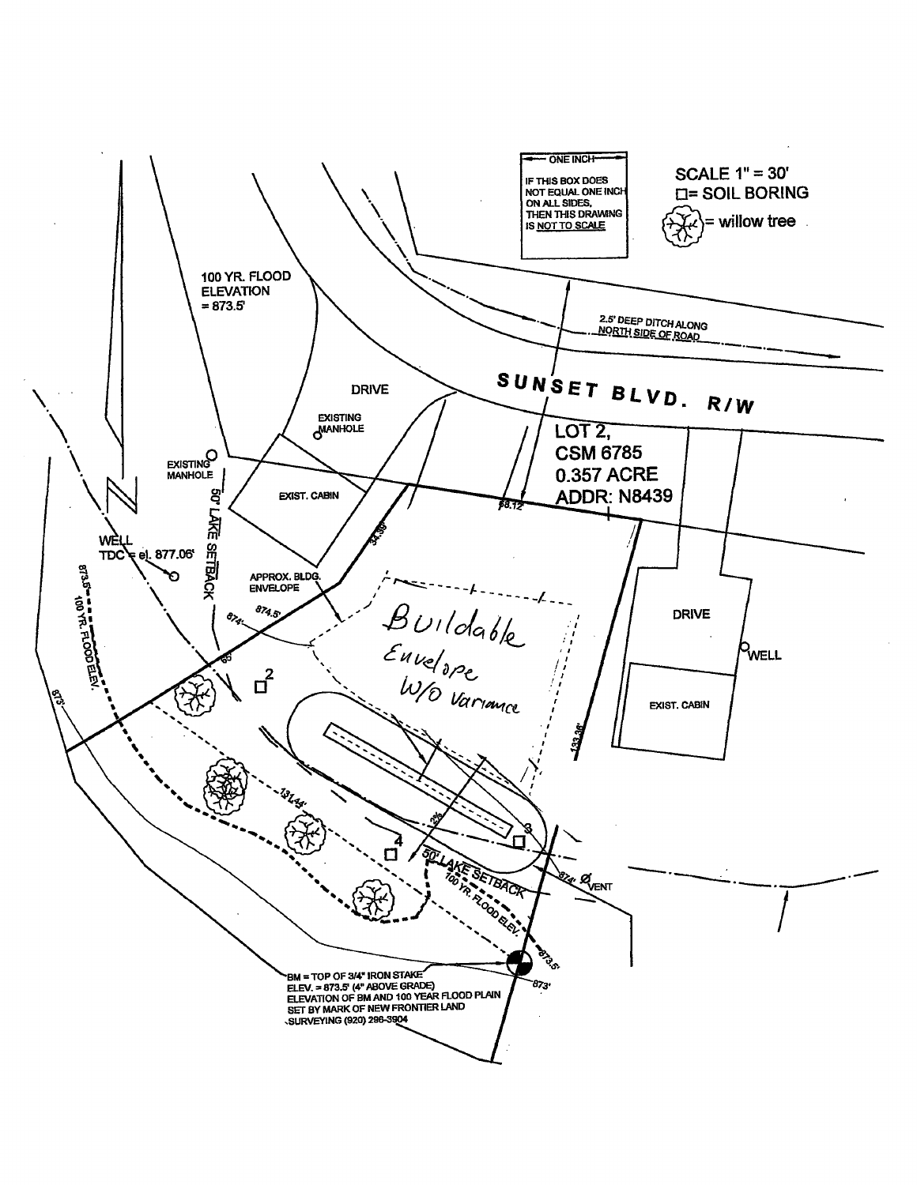ONE INCH

IF THIS BOX DOES NOT EQUAL ONE INCH ON ALL SIDES, THEN THIS DRAWING IS NOT TO SCALE

SCALE 1" = 30'

□= SOIL BORING

= willow tree

100 YR. FLOOD ELEVATION = 873.5'

2.5' DEEP DITCH ALONG NORTH SIDE OF ROAD

SUNSET BLVD. R/W

DRIVE

EXISTING MANHOLE

EXISTING MANHOLE

EXIST. CABIN

LOT 2, CSM 6785 0.357 ACRE ADDR: N8439

98.12'

50' LAKE SETBACK

WELL TDC = el. 877.06'

APPROX. BLDG. ENVELOPE

874.5'

874'

873.5' 100 YR. FLOOD ELEV.

873'

Buildable Envelope W/O Variance

DRIVE

WELL

EXIST. CABIN

133.36'

131.44'

2

3

4

2%

50' LAKE SETBACK

100 YR. FLOOD ELEV.

873.5'

874'

VENT

873'

BM = TOP OF 3/4" IRON STAKE ELEV. = 873.5' (4" ABOVE GRADE) ELEVATION OF BM AND 100 YEAR FLOOD PLAIN SET BY MARK OF NEW FRONTIER LAND SURVEYING (920) 296-3904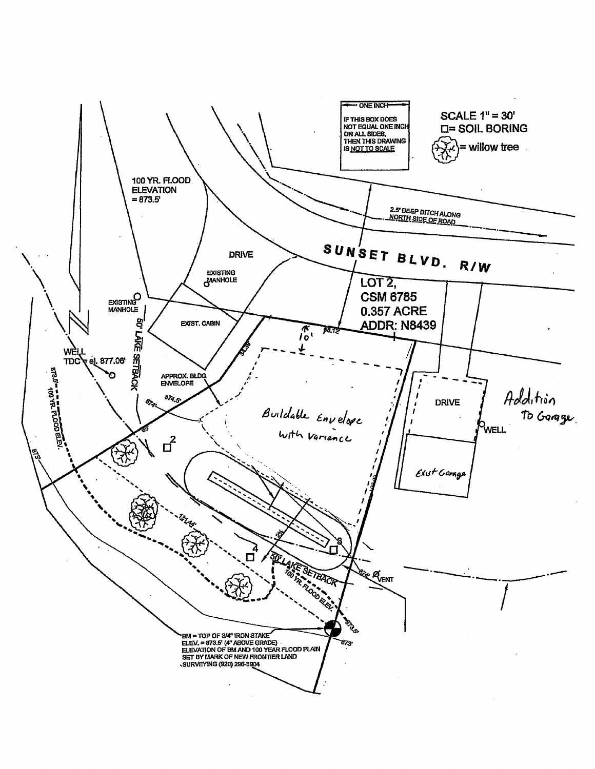ONE INCH

IF THIS BOX DOES NOT EQUAL ONE INCH ON ALL SIDES, THEN THIS DRAWING IS NOT TO SCALE

SCALE 1" = 30'

□= SOIL BORING

= willow tree

100 YR. FLOOD ELEVATION = 873.5'

2.5' DEEP DITCH ALONG NORTH SIDE OF ROAD

DRIVE

SUNSET BLVD. R/W

EXISTING MANHOLE

EXISTING MANHOLE

EXIST. CABIN

LOT 2, CSM 6785 0.357 ACRE ADDR: N8439

60' LAKE SETBACK

98.12'

10'

WELL TDC = el. 877.06'

34.39'

APPROX. BLDG. ENVELOPE

874.5'

874'

Buildable Envelope with variance

DRIVE

Addition To Garage

WELL

873.5' 100 YR. FLOOD ELEV.

873'

2

Exist Garage

131.44'

3

4

50' LAKE SETBACK

100 YR. FLOOD ELEV.

874'

VENT

873.5'

873'

BM = TOP OF 3/4" IRON STAKE ELEV. = 873.5' (4" ABOVE GRADE) ELEVATION OF BM AND 100 YEAR FLOOD PLAIN SET BY MARK OF NEW FRONTIER LAND SURVEYING (920) 298-3904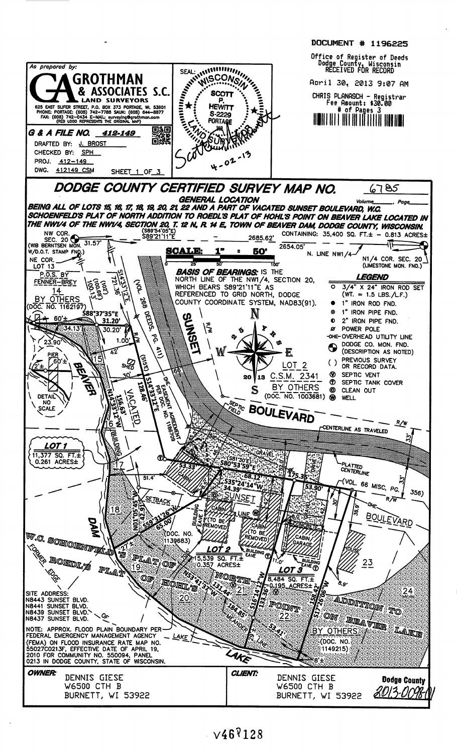DOCUMENT # 1196225

Office of Register of Deeds
Dodge County, Wisconsin
RECEIVED FOR RECORD

April 30, 2013 9:07 AM

CHRIS PLANASCH - Registrar
Fee Amount: $30.00
# of Pages 3

As prepared by:

**GROTHMAN & ASSOCIATES S.C.**
**LAND SURVEYORS**
625 EAST SLIFER STREET, P.O. BOX 373 PORTAGE, WI. 53901
PHONE: PORTAGE: (608) 742-7788 SAUK: (608) 644-8877
FAX: (608) 742-0434 E-MAIL: surveying@grothman.com
(RED LOGO REPRESENTS THE ORIGINAL MAP)

SEAL: WISCONSIN SCOTT P. HEWITT S-2229 PORTAGE WI LAND SURVEYOR

4-02-13

**G & A FILE NO. 412-149**
DRAFTED BY: J. BROST
CHECKED BY: SPH
PROJ. 412-149
DWG. 412149 CSM SHEET 1 OF 3

# DODGE COUNTY CERTIFIED SURVEY MAP NO. 6785

Volume_____, Page_____

**GENERAL LOCATION**

***BEING ALL OF LOTS 15, 16, 17, 18, 19, 20, 21, 22 AND A PART OF VACATED SUNSET BOULEVARD, W.C. SCHOENFELD'S PLAT OF NORTH ADDITION TO ROEDL'S PLAT OF HOHL'S POINT ON BEAVER LAKE LOCATED IN THE NW1/4 OF THE NW1/4, SECTION 20, T. 12 N., R. 14 E., TOWN OF BEAVER DAM, DODGE COUNTY, WISCONSIN.***

CONTAINING: 35,400 SQ. FT.± - 0.813 ACRES±

**SCALE: 1" = 50'**

**BASIS OF BEARINGS:** IS THE NORTH LINE OF THE NW1/4, SECTION 20, WHICH BEARS S89°21'11"E AS REFERENCED TO GRID NORTH, DODGE COUNTY COORDINATE SYSTEM, NAD83(91).

**LEGEND**

- ○ 3/4" X 24" IRON ROD SET (WT. = 1.5 LBS./L.F.)
- ● 1" IRON ROD FND.
- ◎ 1" IRON PIPE FND.
- ◐ 2" IRON PIPE FND.
- ⌀ POWER POLE
- -OHE- OVERHEAD UTILITY LINE
- DODGE CO. MON. FND. (DESCRIPTION AS NOTED)
- ( ) PREVIOUS SURVEY OR RECORD DATA.
- Ⓥ SEPTIC VENT
- Ⓣ SEPTIC TANK COVER
- Ⓒ CLEAN OUT
- Ⓦ WELL

NW COR. SEC. 20 (WIB BERNTSEN MON. W/D.O.T. STAMP FND.)
(S89°54'05"E) S89°21'11"E 2685.62'
2654.05' N. LINE NW1/4
N1/4 COR. SEC. 20 (LIMESTONE MON. FND.)
31.57'
NE COR. LOT 13
P.O.S. BY FENNER-BREY
14 BY OTHERS (DOC. NO. 1162197)
S88°37'35"E 31.20'
60'± 34.13' 30.20' 23.90' 1.00' 42'
(102') 100.68' 100.13' 721.36'
S14°33'12"E
(VOL. 268 DEEDS, PG. 411)
(S1E) 128.46' S14°33'12"E
OHE EASEMENT AGREEMENT PER DOC. NO. 1166709
VACATED
N14°33'12"W 156.63'
PIER 60'± 2'±
DETAIL NO SCALE
15 16 17 18 19 20 21 22 23 24
SHED 30' 66'
LOT 2 C.S.M. 2341 BY OTHERS (DOC. NO. 1003681)
SEPTIC FIELD
SUNSET BOULEVARD
CENTERLINE AS TRAVELED
33' 33' R/W
PLATTED CENTERLINE
(VOL. 66 MISC. PG. 356)
(S81°30'E) S80°53'59"E 68.12' 175.35' 53.90' 53.33'
S35°24'14"W 34.39'
GRAVEL DRIVE
SUNSET LINE
30' 42' 38.9'
CABIN (TO BE REMOVED)
CONCRETE
CABIN GARAGE
HOUSE
BUILDING EAVE 11.0' 8.0' 8.9'
51.4' SETBACK
N14°33'12"W 74.17'
S59°31'26"W 65.00'
(DOC. NO. 1139683)

**LOT 1**
11,377 SQ. FT.±
0.261 ACRES±

**LOT 2**
15,539 SQ. FT.±
0.357 ACRES±

**LOT 3**
8,484 SQ. FT.±
0.195 ACRES±

N53°41'37"W 131.44'
S16°14'12"W 133.36'
S17°26'06"W 158.42'
184.85' 53.41'
MEANDER LINE
BY OTHERS (DOC. NO. 1149215)
8'± 2'±
BEAVER DAM LAKE
W.C. SCHOENFELD'S PLAT OF NORTH ADDITION TO ROEDL'S PLAT OF HOHL'S POINT ON BEAVER LAKE
FORMER EDGE

SITE ADDRESS:
N8443 SUNSET BLVD.
N8441 SUNSET BLVD.
N8439 SUNSET BLVD.
N8437 SUNSET BLVD.

NOTE: APPROX. FLOOD PLAIN BOUNDARY PER FEDERAL EMERGENCY MANAGEMENT AGENCY (FEMA) ON FLOOD INSURANCE RATE MAP NO. 55027C0213F, EFFECTIVE DATE OF APRIL 19, 2010 FOR COMMUNITY NO. 550094, PANEL 0213 IN DODGE COUNTY, STATE OF WISCONSIN.

**OWNER:**
DENNIS GIESE
W6500 CTH B
BURNETT, WI 53922

**CLIENT:**
DENNIS GIESE
W6500 CTH B
BURNETT, WI 53922

**Dodge County** 2013-0098

V467128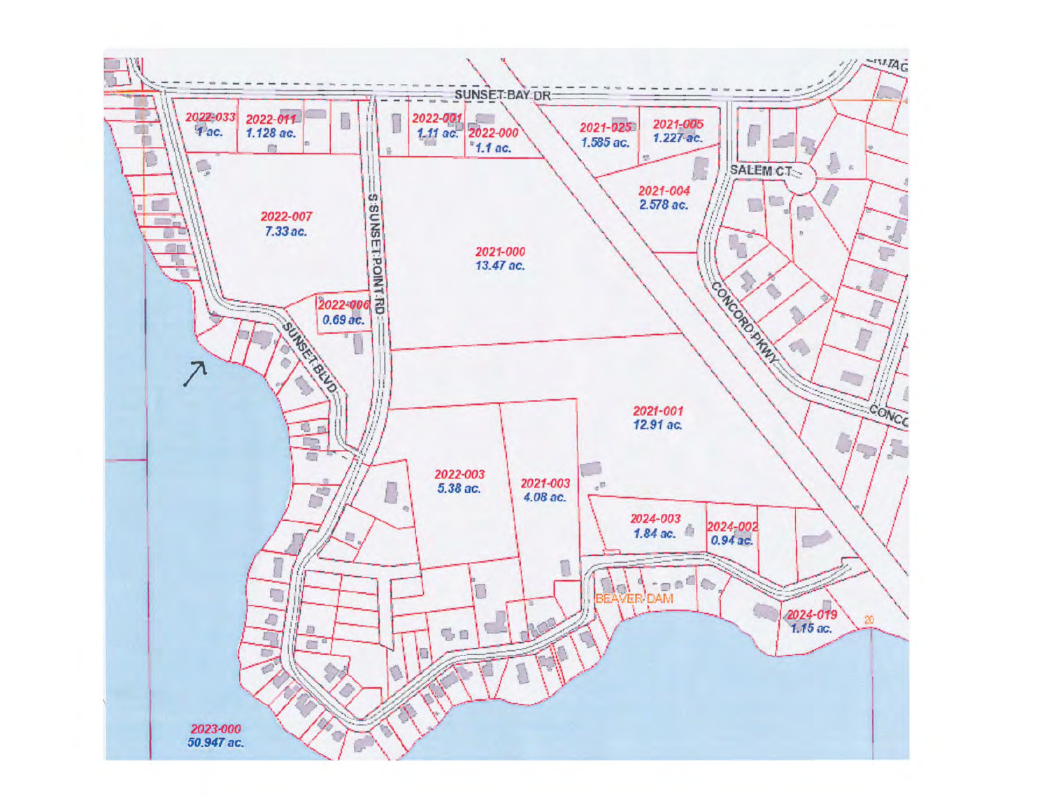SUNSET BAY DR

2022-033
1 ac.

2022-011
1.128 ac.

2022-001
1.11 ac.

2022-000
1.1 ac.

2021-025
1.585 ac.

2021-005
1.227 ac.

SALEM CT

2021-004
2.578 ac.

2022-007
7.33 ac.

S SUNSET POINT RD

2021-000
13.47 ac.

2022-006
0.69 ac.

SUNSET BLVD

CONCORD PKWY

2021-001
12.91 ac.

2022-003
5.38 ac.

2021-003
4.08 ac.

2024-003
1.84 ac.

2024-002
0.94 ac.

BEAVER DAM

2024-019
1.15 ac.

2023-000
50.947 ac.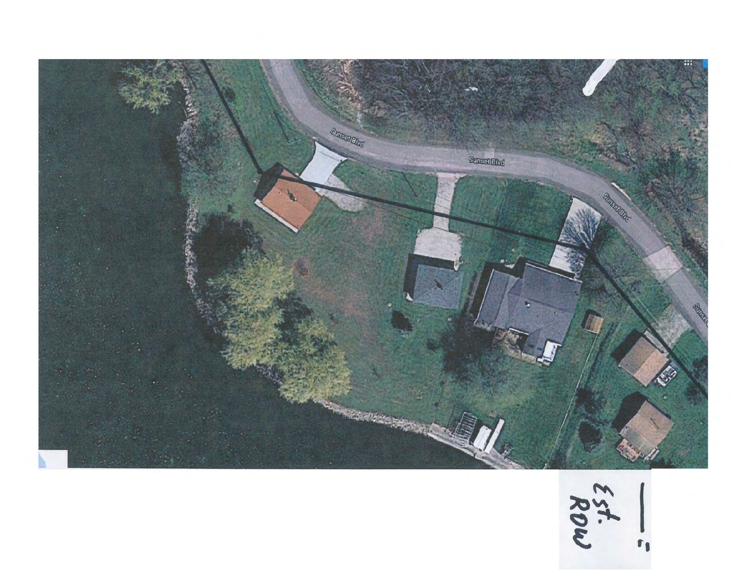— = Est. ROW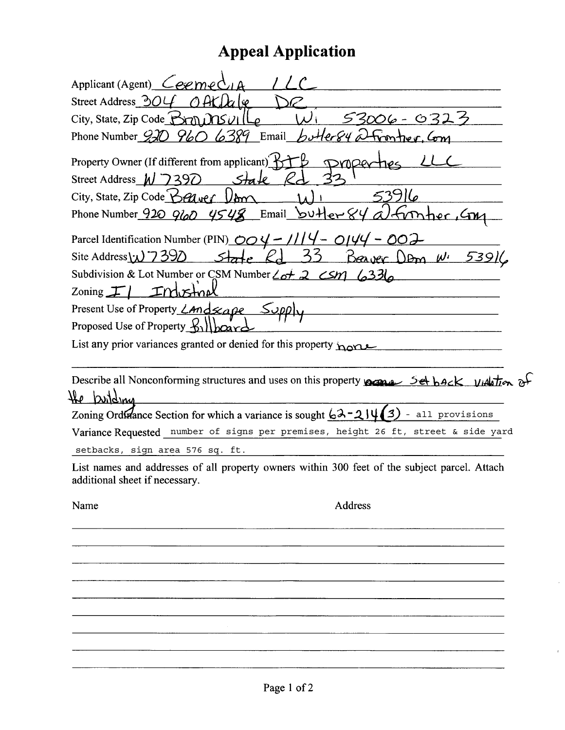# Appeal Application

Applicant (Agent) Ceemedia LLC

Street Address 304 Oakdale Dr.

City, State, Zip Code Brownsville Wi 53006-0323

Phone Number 920 960 6389 Email butler84@frontier.com

Property Owner (If different from applicant) BTB Properties LLC

Street Address W 7390 State Rd 33

City, State, Zip Code Beaver Dam Wi 53916

Phone Number 920 960 4548 Email butler84@frontier.com

Parcel Identification Number (PIN) 004-1114-0144-002

Site Address W 7390 State Rd 33 Beaver Dam Wi 53916

Subdivision & Lot Number or CSM Number Lot 2 CSM 6336

Zoning I1 Industrial

Present Use of Property Landscape Supply

Proposed Use of Property Billboard

List any prior variances granted or denied for this property none

Describe all Nonconforming structures and uses on this property Set back violation of the building

Zoning Ordinance Section for which a variance is sought 62-214(3) - all provisions

Variance Requested number of signs per premises, height 26 ft, street & side yard setbacks, sign area 576 sq. ft.

List names and addresses of all property owners within 300 feet of the subject parcel. Attach additional sheet if necessary.

| Name | Address |
|---|---|
| | |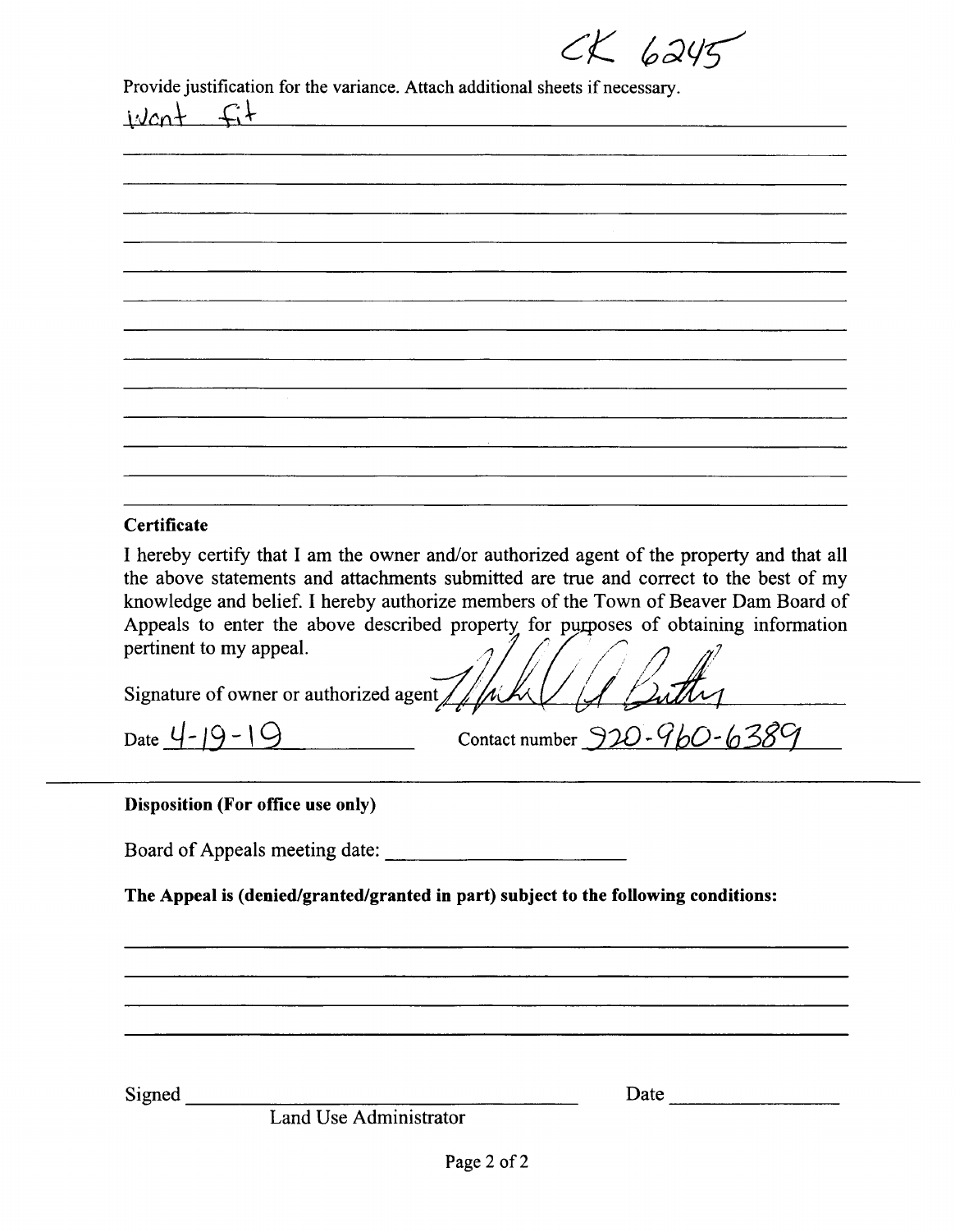CK 6245

Provide justification for the variance. Attach additional sheets if necessary.

Wont fit

**Certificate**

I hereby certify that I am the owner and/or authorized agent of the property and that all the above statements and attachments submitted are true and correct to the best of my knowledge and belief. I hereby authorize members of the Town of Beaver Dam Board of Appeals to enter the above described property for purposes of obtaining information pertinent to my appeal.

Signature of owner or authorized agent [signature]

Date 4-19-19  Contact number 920-960-6389

---

**Disposition (For office use only)**

Board of Appeals meeting date: ______________________

**The Appeal is (denied/granted/granted in part) subject to the following conditions:**

Signed ____________________________________ Date ______________

Land Use Administrator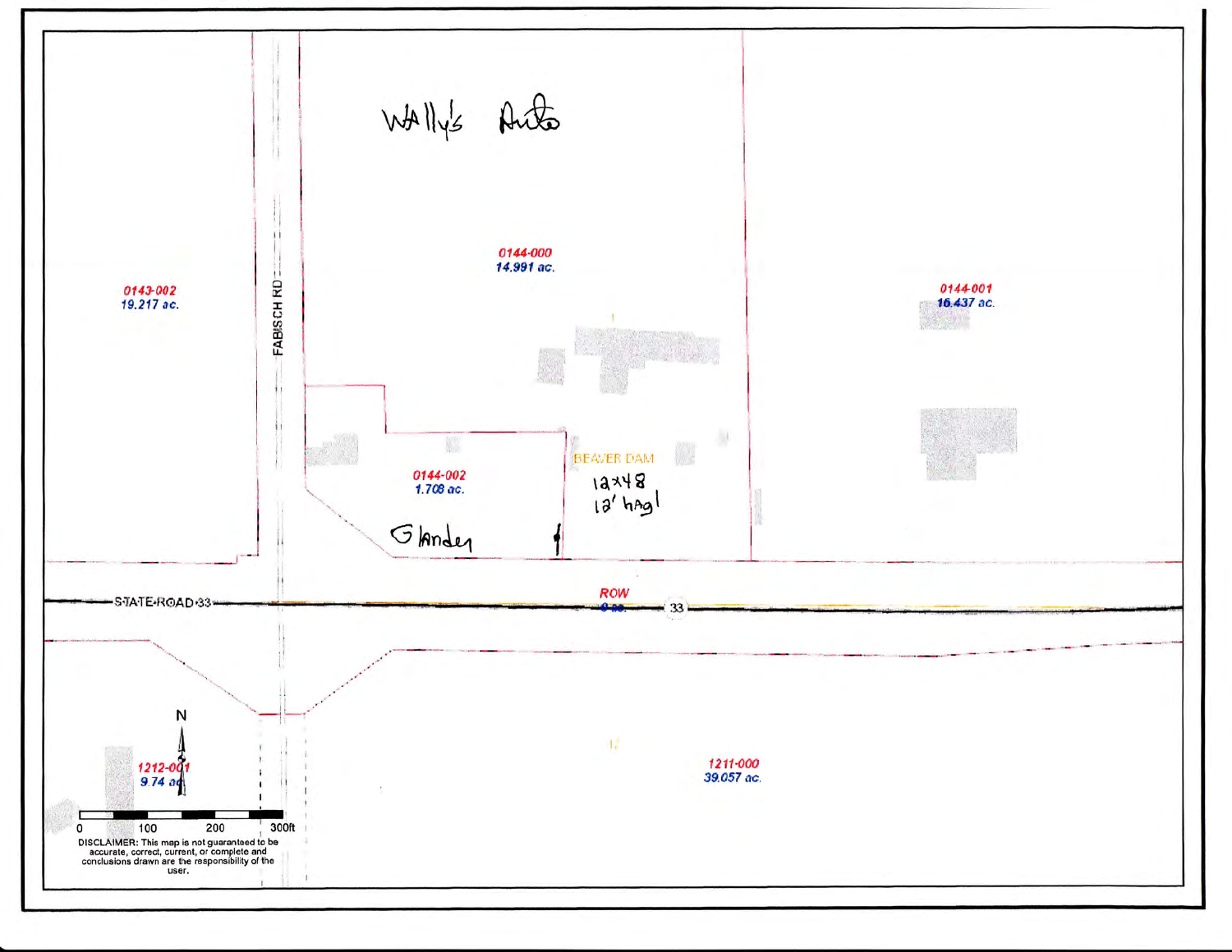Wally's Auto

0144-000
14.991 ac.

0143-002
19.217 ac.

FABISCH RD

0144-001
16.437 ac.

0144-002
1.708 ac.

Glander

BEAVER DAM

12x48
12' hagl

STATE ROAD 33

ROW
0 ac.

33

1211-000
39.057 ac.

1212-001
9.74 ac.

N

0 100 200 300ft

DISCLAIMER: This map is not guaranteed to be accurate, correct, current, or complete and conclusions drawn are the responsibility of the user.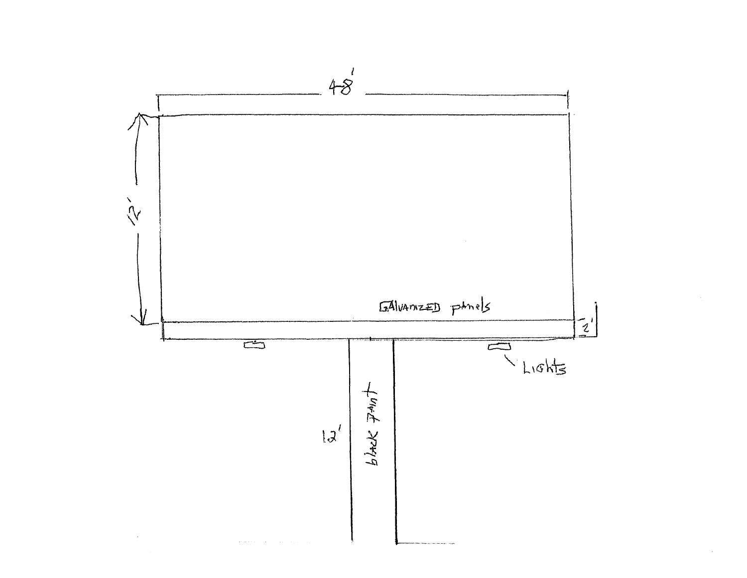48'

12'

GALVANIZED panels

2'

LIGHTS

12'

black paint